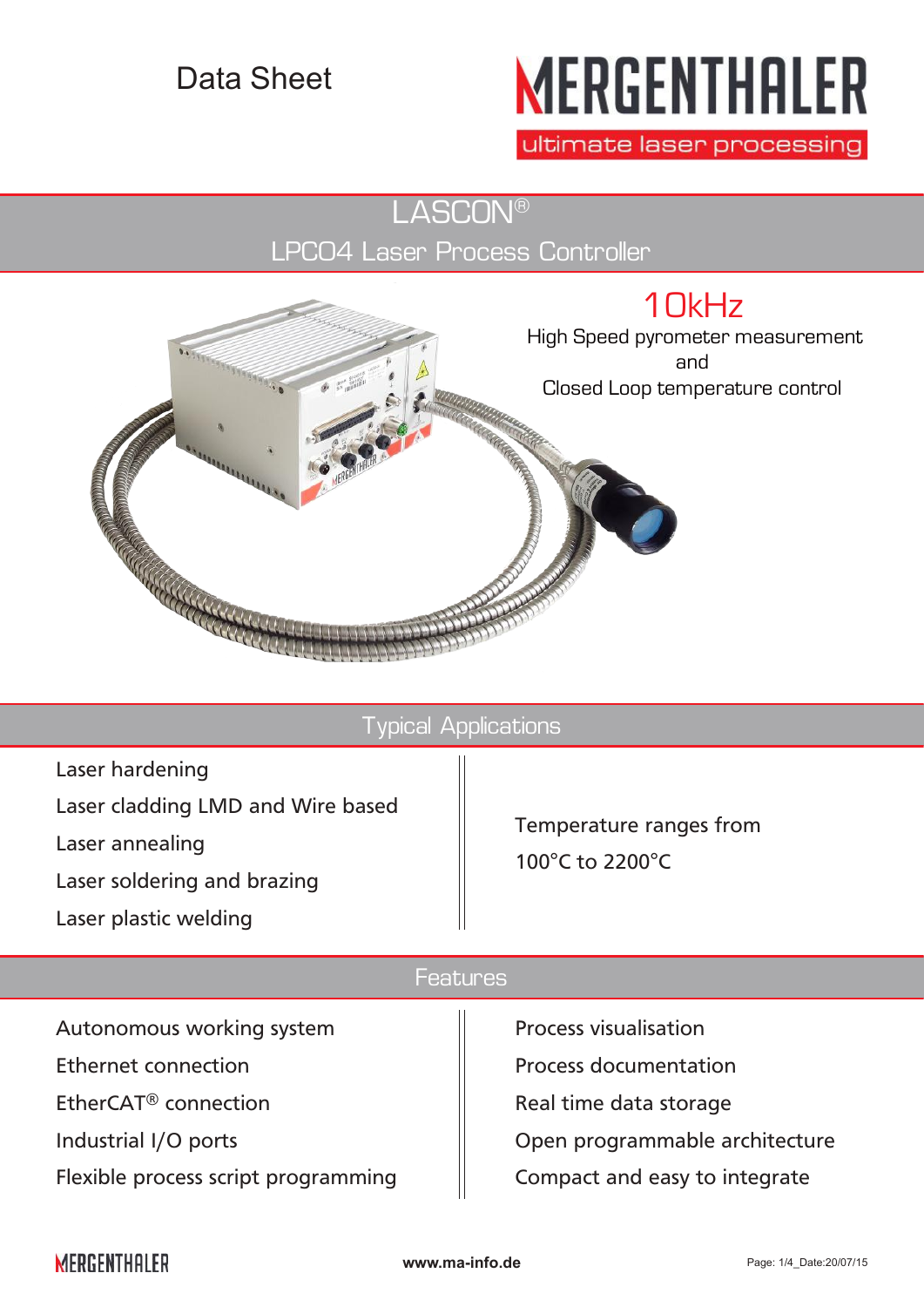Data Sheet

# MERGENTHALER

ultimate laser processing

# LASCON®

## LPC04 Laser Process Controller

**10kHz**

High Speed pyrometer measurement and Closed Loop temperature control

## Typical Applications

- Laser hardening
- Laser cladding LMD and Wire based
- Laser annealing
- Laser soldering and brazing
- Laser plastic welding

Temperature ranges from 100°C to 2200°C

## Features

- Autonomous working system
- Ethernet connection
- EtherCAT® connection
- Industrial I/O ports
- Flexible process script programming
- Process visualisation
- Process documentation
- Real time data storage
- Open programmable architecture
- Compact and easy to integrate

www.ma-info.de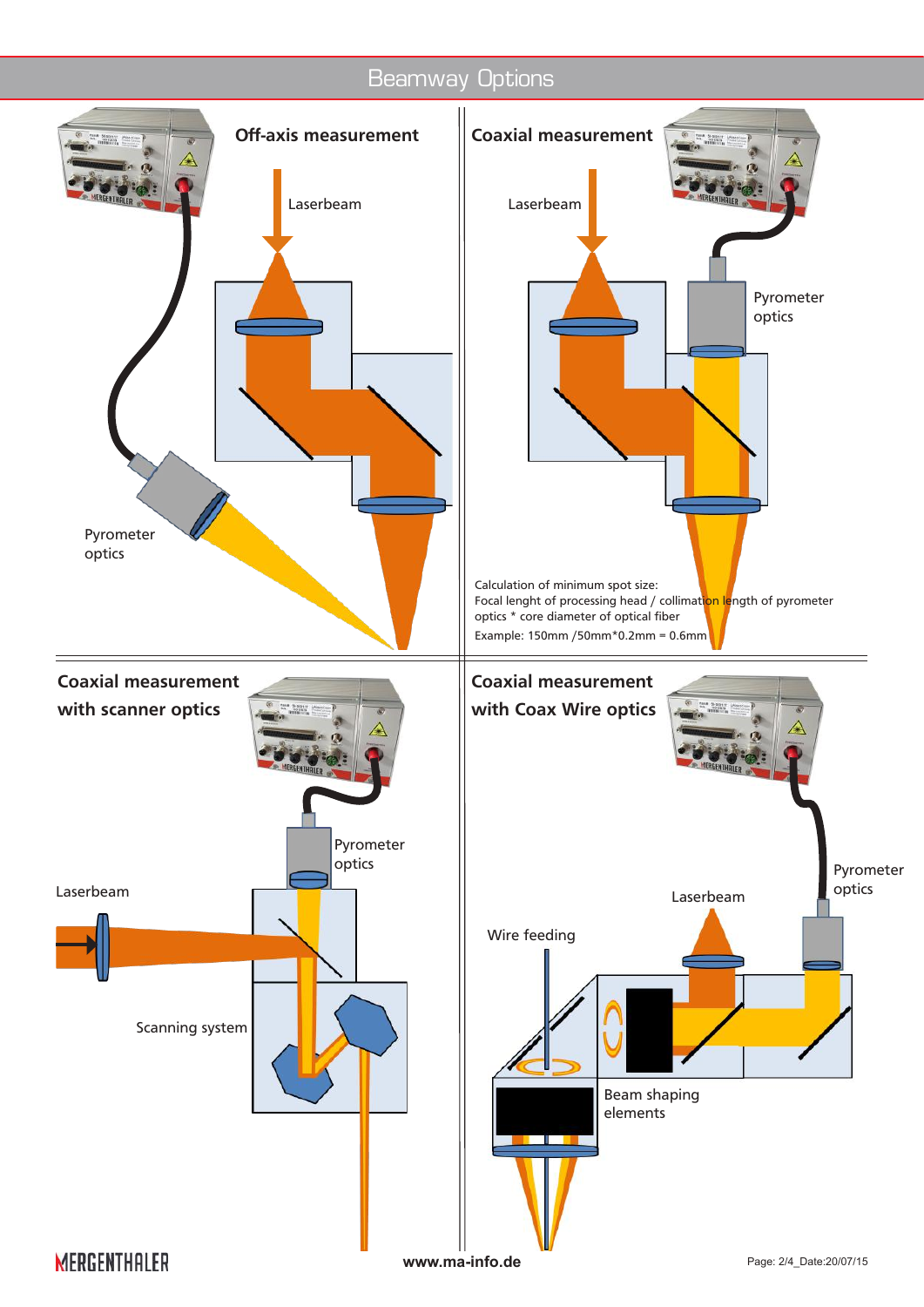# Beamway Options

## Off-axis measurement

Laserbeam

Pyrometer optics

## Coaxial measurement

Laserbeam

Pyrometer optics

Calculation of minimum spot size:
Focal lenght of processing head / collimation length of pyrometer optics * core diameter of optical fiber
Example: 150mm /50mm*0.2mm = 0.6mm

## Coaxial measurement with scanner optics

Pyrometer optics

Laserbeam

Scanning system

## Coaxial measurement with Coax Wire optics

Pyrometer optics

Laserbeam

Wire feeding

Beam shaping elements

www.ma-info.de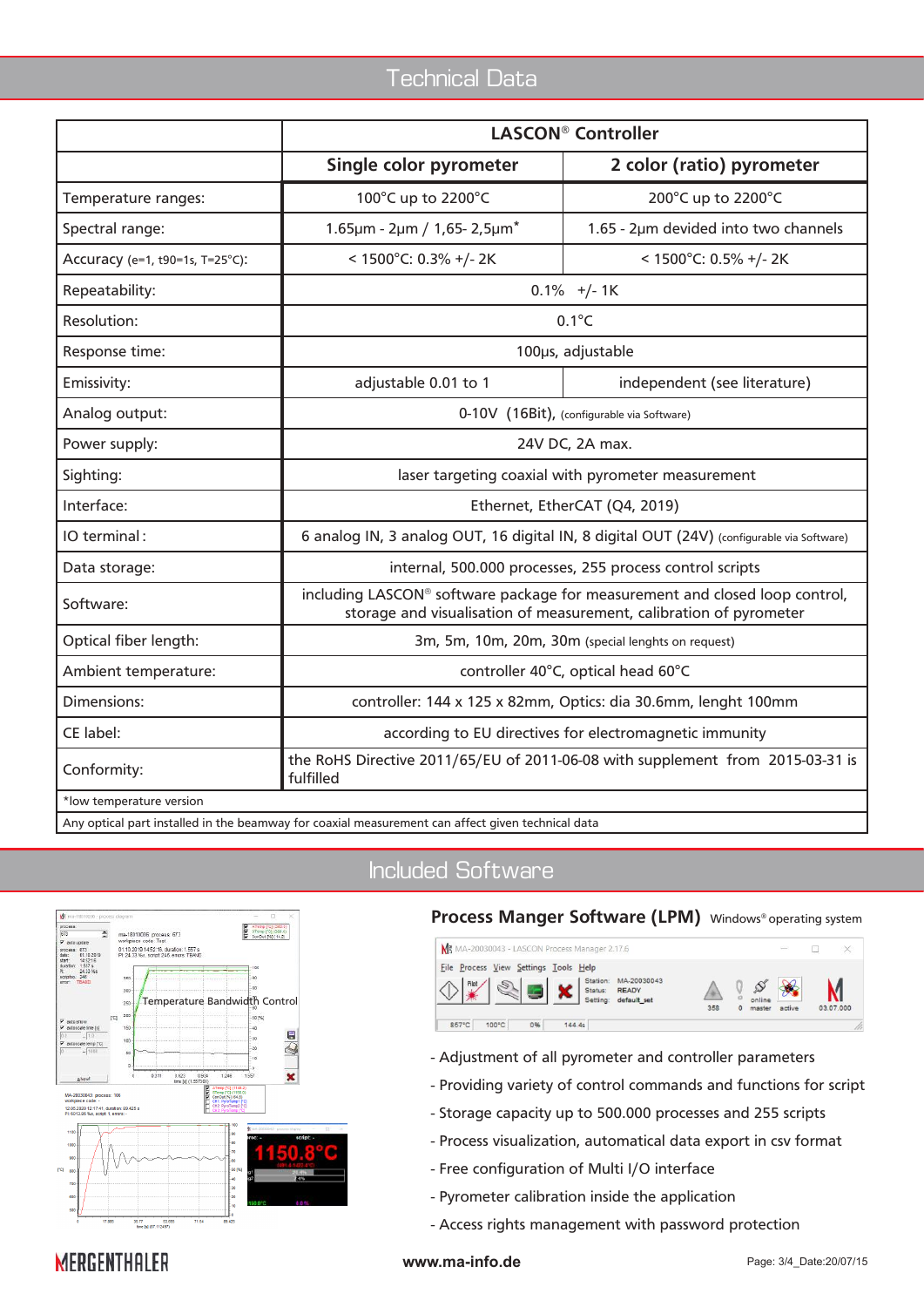# Technical Data

| | LASCON® Controller | |
|---|---|---|
| | **Single color pyrometer** | **2 color (ratio) pyrometer** |
| Temperature ranges: | 100°C up to 2200°C | 200°C up to 2200°C |
| Spectral range: | 1.65µm - 2µm / 1,65- 2,5µm* | 1.65 - 2µm devided into two channels |
| Accuracy (e=1, t90=1s, T=25°C): | < 1500°C: 0.3% +/- 2K | < 1500°C: 0.5% +/- 2K |
| Repeatability: | 0.1% +/- 1K | |
| Resolution: | 0.1°C | |
| Response time: | 100µs, adjustable | |
| Emissivity: | adjustable 0.01 to 1 | independent (see literature) |
| Analog output: | 0-10V (16Bit), (configurable via Software) | |
| Power supply: | 24V DC, 2A max. | |
| Sighting: | laser targeting coaxial with pyrometer measurement | |
| Interface: | Ethernet, EtherCAT (Q4, 2019) | |
| IO terminal: | 6 analog IN, 3 analog OUT, 16 digital IN, 8 digital OUT (24V) (configurable via Software) | |
| Data storage: | internal, 500.000 processes, 255 process control scripts | |
| Software: | including LASCON® software package for measurement and closed loop control, storage and visualisation of measurement, calibration of pyrometer | |
| Optical fiber length: | 3m, 5m, 10m, 20m, 30m (special lenghts on request) | |
| Ambient temperature: | controller 40°C, optical head 60°C | |
| Dimensions: | controller: 144 x 125 x 82mm, Optics: dia 30.6mm, lenght 100mm | |
| CE label: | according to EU directives for electromagnetic immunity | |
| Conformity: | the RoHS Directive 2011/65/EU of 2011-06-08 with supplement from 2015-03-31 is fulfilled | |

*low temperature version

Any optical part installed in the beamway for coaxial measurement can affect given technical data

# Included Software

Temperature Bandwidth Control

## Process Manger Software (LPM) Windows® operating system

- Adjustment of all pyrometer and controller parameters
- Providing variety of control commands and functions for script
- Storage capacity up to 500.000 processes and 255 scripts
- Process visualization, automatical data export in csv format
- Free configuration of Multi I/O interface
- Pyrometer calibration inside the application
- Access rights management with password protection

MERGENTHALER www.ma-info.de Page: 3/4_Date:20/07/15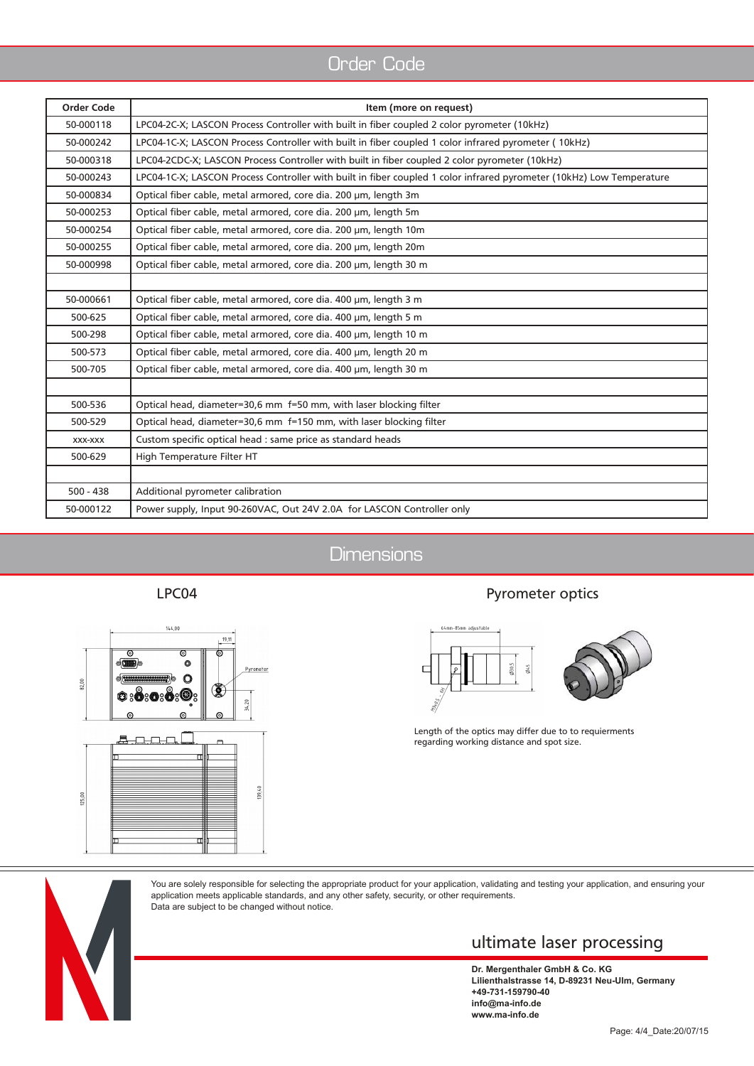## Order Code

| Order Code | Item (more on request) |
|---|---|
| 50-000118 | LPC04-2C-X; LASCON Process Controller with built in fiber coupled 2 color pyrometer (10kHz) |
| 50-000242 | LPC04-1C-X; LASCON Process Controller with built in fiber coupled 1 color infrared pyrometer ( 10kHz) |
| 50-000318 | LPC04-2CDC-X; LASCON Process Controller with built in fiber coupled 2 color pyrometer (10kHz) |
| 50-000243 | LPC04-1C-X; LASCON Process Controller with built in fiber coupled 1 color infrared pyrometer (10kHz) Low Temperature |
| 50-000834 | Optical fiber cable, metal armored, core dia. 200 µm, length 3m |
| 50-000253 | Optical fiber cable, metal armored, core dia. 200 µm, length 5m |
| 50-000254 | Optical fiber cable, metal armored, core dia. 200 µm, length 10m |
| 50-000255 | Optical fiber cable, metal armored, core dia. 200 µm, length 20m |
| 50-000998 | Optical fiber cable, metal armored, core dia. 200 µm, length 30 m |
| | |
| 50-000661 | Optical fiber cable, metal armored, core dia. 400 µm, length 3 m |
| 500-625 | Optical fiber cable, metal armored, core dia. 400 µm, length 5 m |
| 500-298 | Optical fiber cable, metal armored, core dia. 400 µm, length 10 m |
| 500-573 | Optical fiber cable, metal armored, core dia. 400 µm, length 20 m |
| 500-705 | Optical fiber cable, metal armored, core dia. 400 µm, length 30 m |
| | |
| 500-536 | Optical head, diameter=30,6 mm f=50 mm, with laser blocking filter |
| 500-529 | Optical head, diameter=30,6 mm f=150 mm, with laser blocking filter |
| xxx-xxx | Custom specific optical head : same price as standard heads |
| 500-629 | High Temperature Filter HT |
| | |
| 500 - 438 | Additional pyrometer calibration |
| 50-000122 | Power supply, Input 90-260VAC, Out 24V 2.0A for LASCON Controller only |

## Dimensions

### LPC04

144,00
19,11
Pyrometer
82,00
34,20
125,00
139,40

### Pyrometer optics

64mm-85mm adjustable
Ø30,5
Ø45
M9x0,5 - 6H

Length of the optics may differ due to to requierments regarding working distance and spot size.

You are solely responsible for selecting the appropriate product for your application, validating and testing your application, and ensuring your application meets applicable standards, and any other safety, security, or other requirements.
Data are subject to be changed without notice.

ultimate laser processing

**Dr. Mergenthaler GmbH & Co. KG**
**Lilienthalstrasse 14, D-89231 Neu-Ulm, Germany**
**+49-731-159790-40**
**info@ma-info.de**
**www.ma-info.de**

Date:20/07/15